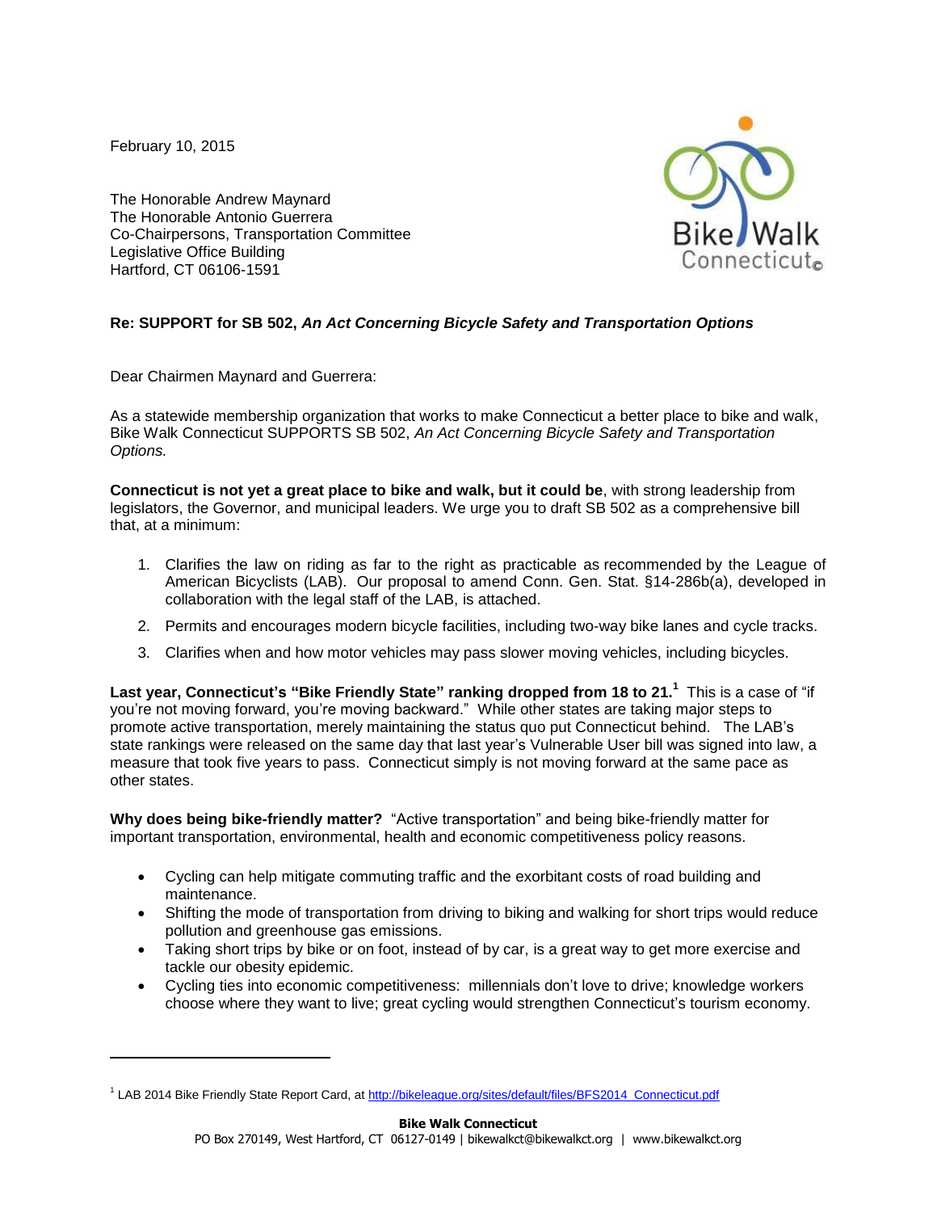February 10, 2015

The Honorable Andrew Maynard
The Honorable Antonio Guerrera
Co-Chairpersons, Transportation Committee
Legislative Office Building
Hartford, CT 06106-1591

**Re: SUPPORT for SB 502, *An Act Concerning Bicycle Safety and Transportation Options***

Dear Chairmen Maynard and Guerrera:

As a statewide membership organization that works to make Connecticut a better place to bike and walk, Bike Walk Connecticut SUPPORTS SB 502, *An Act Concerning Bicycle Safety and Transportation Options.*

**Connecticut is not yet a great place to bike and walk, but it could be**, with strong leadership from legislators, the Governor, and municipal leaders. We urge you to draft SB 502 as a comprehensive bill that, at a minimum:

1. Clarifies the law on riding as far to the right as practicable as recommended by the League of American Bicyclists (LAB). Our proposal to amend Conn. Gen. Stat. §14-286b(a), developed in collaboration with the legal staff of the LAB, is attached.
2. Permits and encourages modern bicycle facilities, including two-way bike lanes and cycle tracks.
3. Clarifies when and how motor vehicles may pass slower moving vehicles, including bicycles.

**Last year, Connecticut's "Bike Friendly State" ranking dropped from 18 to 21.[1]** This is a case of "if you're not moving forward, you're moving backward." While other states are taking major steps to promote active transportation, merely maintaining the status quo put Connecticut behind. The LAB's state rankings were released on the same day that last year's Vulnerable User bill was signed into law, a measure that took five years to pass. Connecticut simply is not moving forward at the same pace as other states.

**Why does being bike-friendly matter?** "Active transportation" and being bike-friendly matter for important transportation, environmental, health and economic competitiveness policy reasons.

- Cycling can help mitigate commuting traffic and the exorbitant costs of road building and maintenance.
- Shifting the mode of transportation from driving to biking and walking for short trips would reduce pollution and greenhouse gas emissions.
- Taking short trips by bike or on foot, instead of by car, is a great way to get more exercise and tackle our obesity epidemic.
- Cycling ties into economic competitiveness: millennials don't love to drive; knowledge workers choose where they want to live; great cycling would strengthen Connecticut's tourism economy.

---

[1] LAB 2014 Bike Friendly State Report Card, at http://bikeleague.org/sites/default/files/BFS2014_Connecticut.pdf

**Bike Walk Connecticut**
PO Box 270149, West Hartford, CT 06127-0149 | bikewalkct@bikewalkct.org | www.bikewalkct.org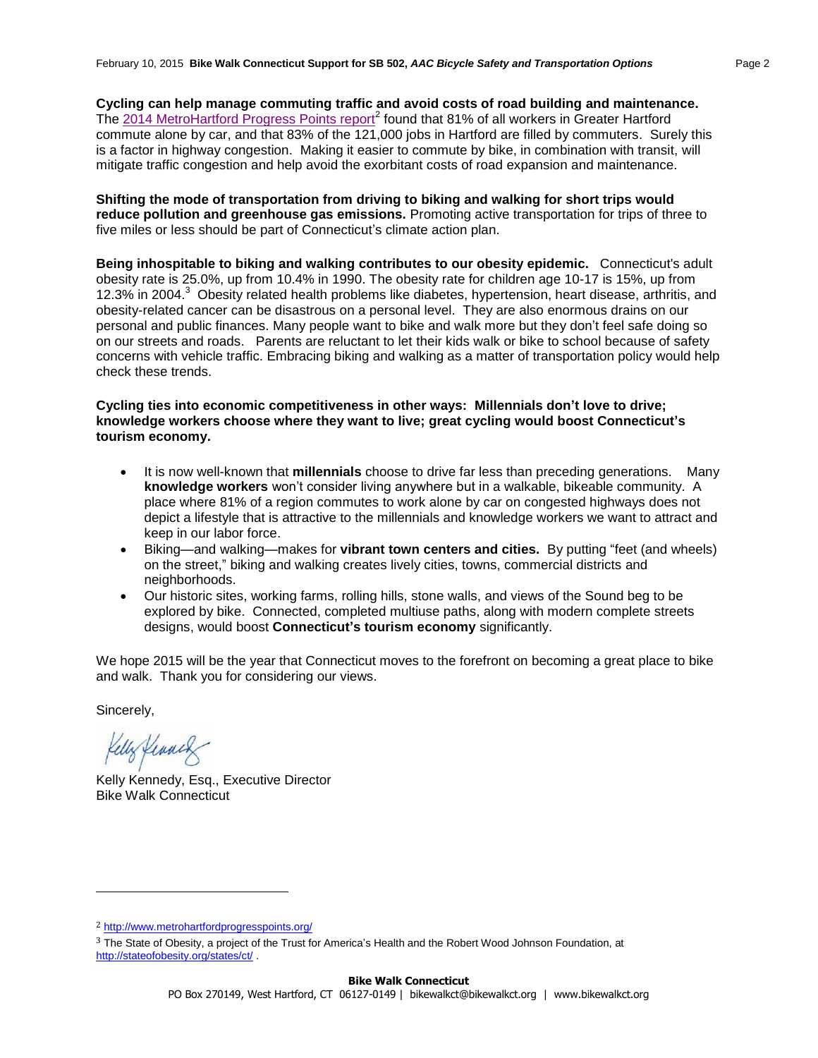**Cycling can help manage commuting traffic and avoid costs of road building and maintenance.** The [2014 MetroHartford Progress Points report][2] found that 81% of all workers in Greater Hartford commute alone by car, and that 83% of the 121,000 jobs in Hartford are filled by commuters. Surely this is a factor in highway congestion. Making it easier to commute by bike, in combination with transit, will mitigate traffic congestion and help avoid the exorbitant costs of road expansion and maintenance.

**Shifting the mode of transportation from driving to biking and walking for short trips would reduce pollution and greenhouse gas emissions.** Promoting active transportation for trips of three to five miles or less should be part of Connecticut's climate action plan.

**Being inhospitable to biking and walking contributes to our obesity epidemic.** Connecticut's adult obesity rate is 25.0%, up from 10.4% in 1990. The obesity rate for children age 10-17 is 15%, up from 12.3% in 2004.[3] Obesity related health problems like diabetes, hypertension, heart disease, arthritis, and obesity-related cancer can be disastrous on a personal level. They are also enormous drains on our personal and public finances. Many people want to bike and walk more but they don't feel safe doing so on our streets and roads. Parents are reluctant to let their kids walk or bike to school because of safety concerns with vehicle traffic. Embracing biking and walking as a matter of transportation policy would help check these trends.

**Cycling ties into economic competitiveness in other ways: Millennials don't love to drive; knowledge workers choose where they want to live; great cycling would boost Connecticut's tourism economy.**

- It is now well-known that **millennials** choose to drive far less than preceding generations. Many **knowledge workers** won't consider living anywhere but in a walkable, bikeable community. A place where 81% of a region commutes to work alone by car on congested highways does not depict a lifestyle that is attractive to the millennials and knowledge workers we want to attract and keep in our labor force.
- Biking—and walking—makes for **vibrant town centers and cities.** By putting "feet (and wheels) on the street," biking and walking creates lively cities, towns, commercial districts and neighborhoods.
- Our historic sites, working farms, rolling hills, stone walls, and views of the Sound beg to be explored by bike. Connected, completed multiuse paths, along with modern complete streets designs, would boost **Connecticut's tourism economy** significantly.

We hope 2015 will be the year that Connecticut moves to the forefront on becoming a great place to bike and walk. Thank you for considering our views.

Sincerely,

Kelly Kennedy, Esq., Executive Director
Bike Walk Connecticut

---

[2] http://www.metrohartfordprogresspoints.org/

[3] The State of Obesity, a project of the Trust for America's Health and the Robert Wood Johnson Foundation, at http://stateofobesity.org/states/ct/ .

**Bike Walk Connecticut**
PO Box 270149, West Hartford, CT 06127-0149 | bikewalkct@bikewalkct.org | www.bikewalkct.org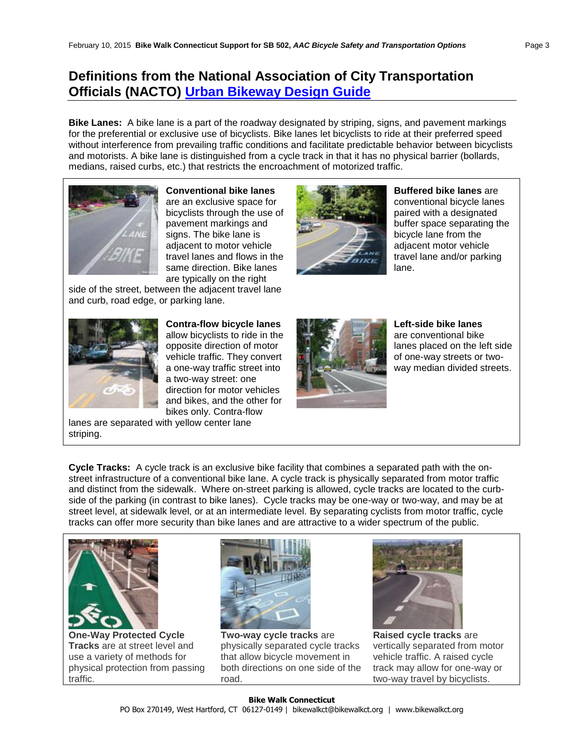## Definitions from the National Association of City Transportation Officials (NACTO) [Urban Bikeway Design Guide]

**Bike Lanes:** A bike lane is a part of the roadway designated by striping, signs, and pavement markings for the preferential or exclusive use of bicyclists. Bike lanes let bicyclists to ride at their preferred speed without interference from prevailing traffic conditions and facilitate predictable behavior between bicyclists and motorists. A bike lane is distinguished from a cycle track in that it has no physical barrier (bollards, medians, raised curbs, etc.) that restricts the encroachment of motorized traffic.

**Conventional bike lanes** are an exclusive space for bicyclists through the use of pavement markings and signs. The bike lane is adjacent to motor vehicle travel lanes and flows in the same direction. Bike lanes are typically on the right side of the street, between the adjacent travel lane and curb, road edge, or parking lane.

**Buffered bike lanes** are conventional bicycle lanes paired with a designated buffer space separating the bicycle lane from the adjacent motor vehicle travel lane and/or parking lane.

**Contra-flow bicycle lanes** allow bicyclists to ride in the opposite direction of motor vehicle traffic. They convert a one-way traffic street into a two-way street: one direction for motor vehicles and bikes, and the other for bikes only. Contra-flow lanes are separated with yellow center lane striping.

**Left-side bike lanes** are conventional bike lanes placed on the left side of one-way streets or two-way median divided streets.

**Cycle Tracks:** A cycle track is an exclusive bike facility that combines a separated path with the on-street infrastructure of a conventional bike lane. A cycle track is physically separated from motor traffic and distinct from the sidewalk. Where on-street parking is allowed, cycle tracks are located to the curb-side of the parking (in contrast to bike lanes). Cycle tracks may be one-way or two-way, and may be at street level, at sidewalk level, or at an intermediate level. By separating cyclists from motor traffic, cycle tracks can offer more security than bike lanes and are attractive to a wider spectrum of the public.

**One-Way Protected Cycle Tracks** are at street level and use a variety of methods for physical protection from passing traffic.

**Two-way cycle tracks** are physically separated cycle tracks that allow bicycle movement in both directions on one side of the road.

**Raised cycle tracks** are vertically separated from motor vehicle traffic. A raised cycle track may allow for one-way or two-way travel by bicyclists.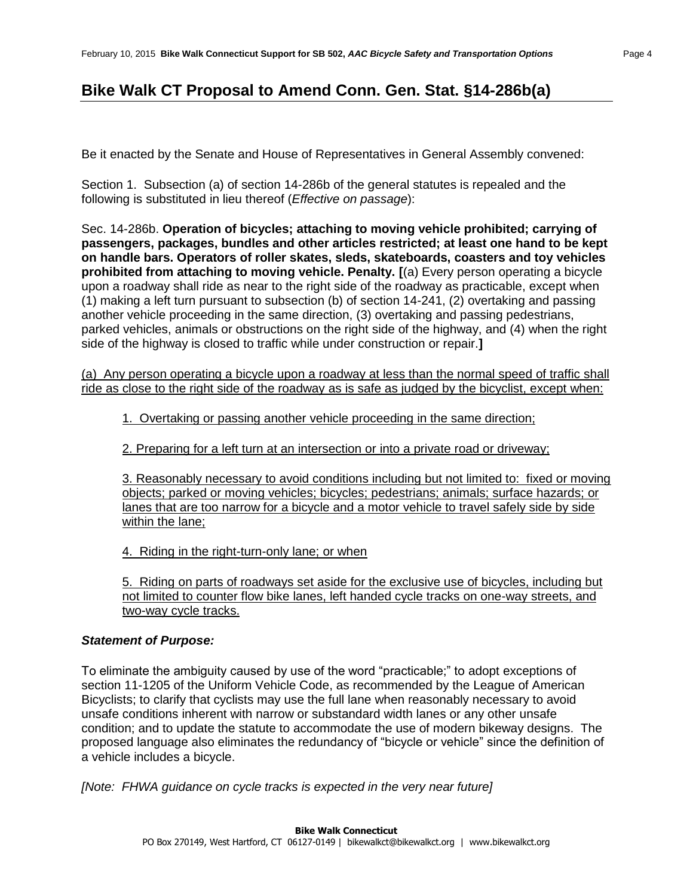## Bike Walk CT Proposal to Amend Conn. Gen. Stat. §14-286b(a)

Be it enacted by the Senate and House of Representatives in General Assembly convened:

Section 1. Subsection (a) of section 14-286b of the general statutes is repealed and the following is substituted in lieu thereof (*Effective on passage*):

Sec. 14-286b. **Operation of bicycles; attaching to moving vehicle prohibited; carrying of passengers, packages, bundles and other articles restricted; at least one hand to be kept on handle bars. Operators of roller skates, sleds, skateboards, coasters and toy vehicles prohibited from attaching to moving vehicle. Penalty. [**(a) Every person operating a bicycle upon a roadway shall ride as near to the right side of the roadway as practicable, except when (1) making a left turn pursuant to subsection (b) of section 14-241, (2) overtaking and passing another vehicle proceeding in the same direction, (3) overtaking and passing pedestrians, parked vehicles, animals or obstructions on the right side of the highway, and (4) when the right side of the highway is closed to traffic while under construction or repair.**]**

<u>(a) Any person operating a bicycle upon a roadway at less than the normal speed of traffic shall ride as close to the right side of the roadway as is safe as judged by the bicyclist, except when:</u>

<u>1. Overtaking or passing another vehicle proceeding in the same direction;</u>

<u>2. Preparing for a left turn at an intersection or into a private road or driveway;</u>

<u>3. Reasonably necessary to avoid conditions including but not limited to: fixed or moving objects; parked or moving vehicles; bicycles; pedestrians; animals; surface hazards; or lanes that are too narrow for a bicycle and a motor vehicle to travel safely side by side within the lane;</u>

<u>4. Riding in the right-turn-only lane; or when</u>

<u>5. Riding on parts of roadways set aside for the exclusive use of bicycles, including but not limited to counter flow bike lanes, left handed cycle tracks on one-way streets, and two-way cycle tracks.</u>

***Statement of Purpose:***

To eliminate the ambiguity caused by use of the word "practicable;" to adopt exceptions of section 11-1205 of the Uniform Vehicle Code, as recommended by the League of American Bicyclists; to clarify that cyclists may use the full lane when reasonably necessary to avoid unsafe conditions inherent with narrow or substandard width lanes or any other unsafe condition; and to update the statute to accommodate the use of modern bikeway designs. The proposed language also eliminates the redundancy of "bicycle or vehicle" since the definition of a vehicle includes a bicycle.

*[Note: FHWA guidance on cycle tracks is expected in the very near future]*